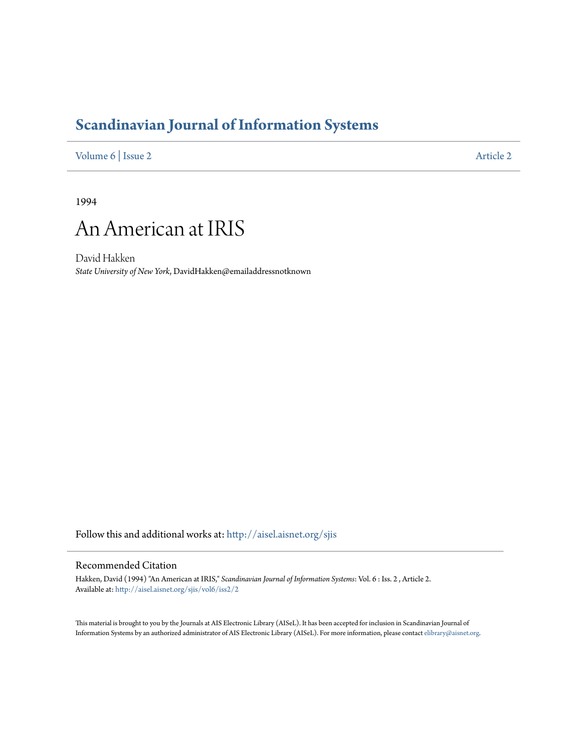# Scandinavian Journal of Information Systems

Volume 6 | Issue 2 — Article 2

1994

# An American at IRIS

David Hakken

*State University of New York*, DavidHakken@emailaddressnotknown

Follow this and additional works at: http://aisel.aisnet.org/sjis

## Recommended Citation

Hakken, David (1994) "An American at IRIS," *Scandinavian Journal of Information Systems*: Vol. 6 : Iss. 2 , Article 2.
Available at: http://aisel.aisnet.org/sjis/vol6/iss2/2

This material is brought to you by the Journals at AIS Electronic Library (AISeL). It has been accepted for inclusion in Scandinavian Journal of Information Systems by an authorized administrator of AIS Electronic Library (AISeL). For more information, please contact elibrary@aisnet.org.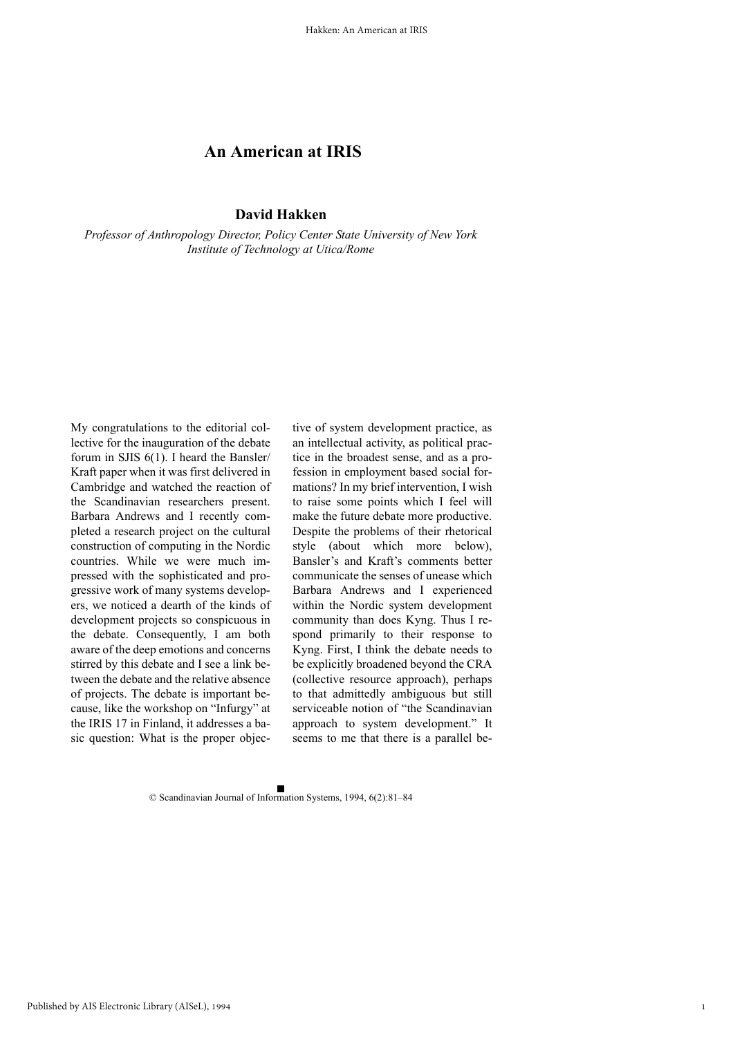# An American at IRIS

**David Hakken**

*Professor of Anthropology Director, Policy Center State University of New York Institute of Technology at Utica/Rome*

My congratulations to the editorial collective for the inauguration of the debate forum in SJIS 6(1). I heard the Bansler/ Kraft paper when it was first delivered in Cambridge and watched the reaction of the Scandinavian researchers present. Barbara Andrews and I recently completed a research project on the cultural construction of computing in the Nordic countries. While we were much impressed with the sophisticated and progressive work of many systems developers, we noticed a dearth of the kinds of development projects so conspicuous in the debate. Consequently, I am both aware of the deep emotions and concerns stirred by this debate and I see a link between the debate and the relative absence of projects. The debate is important because, like the workshop on "Infurgy" at the IRIS 17 in Finland, it addresses a basic question: What is the proper objective of system development practice, as an intellectual activity, as political practice in the broadest sense, and as a profession in employment based social formations? In my brief intervention, I wish to raise some points which I feel will make the future debate more productive. Despite the problems of their rhetorical style (about which more below), Bansler's and Kraft's comments better communicate the senses of unease which Barbara Andrews and I experienced within the Nordic system development community than does Kyng. Thus I respond primarily to their response to Kyng. First, I think the debate needs to be explicitly broadened beyond the CRA (collective resource approach), perhaps to that admittedly ambiguous but still serviceable notion of "the Scandinavian approach to system development." It seems to me that there is a parallel be-

© Scandinavian Journal of Information Systems, 1994, 6(2):81–84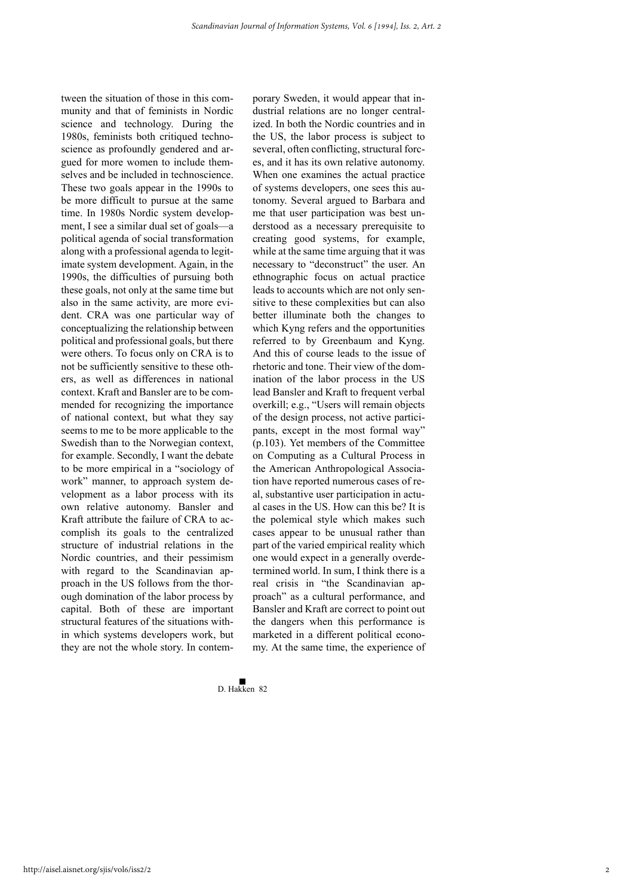tween the situation of those in this community and that of feminists in Nordic science and technology. During the 1980s, feminists both critiqued technoscience as profoundly gendered and argued for more women to include themselves and be included in technoscience. These two goals appear in the 1990s to be more difficult to pursue at the same time. In 1980s Nordic system development, I see a similar dual set of goals—a political agenda of social transformation along with a professional agenda to legitimate system development. Again, in the 1990s, the difficulties of pursuing both these goals, not only at the same time but also in the same activity, are more evident. CRA was one particular way of conceptualizing the relationship between political and professional goals, but there were others. To focus only on CRA is to not be sufficiently sensitive to these others, as well as differences in national context. Kraft and Bansler are to be commended for recognizing the importance of national context, but what they say seems to me to be more applicable to the Swedish than to the Norwegian context, for example. Secondly, I want the debate to be more empirical in a "sociology of work" manner, to approach system development as a labor process with its own relative autonomy. Bansler and Kraft attribute the failure of CRA to accomplish its goals to the centralized structure of industrial relations in the Nordic countries, and their pessimism with regard to the Scandinavian approach in the US follows from the thorough domination of the labor process by capital. Both of these are important structural features of the situations within which systems developers work, but they are not the whole story. In contemporary Sweden, it would appear that industrial relations are no longer centralized. In both the Nordic countries and in the US, the labor process is subject to several, often conflicting, structural forces, and it has its own relative autonomy. When one examines the actual practice of systems developers, one sees this autonomy. Several argued to Barbara and me that user participation was best understood as a necessary prerequisite to creating good systems, for example, while at the same time arguing that it was necessary to "deconstruct" the user. An ethnographic focus on actual practice leads to accounts which are not only sensitive to these complexities but can also better illuminate both the changes to which Kyng refers and the opportunities referred to by Greenbaum and Kyng. And this of course leads to the issue of rhetoric and tone. Their view of the domination of the labor process in the US lead Bansler and Kraft to frequent verbal overkill; e.g., "Users will remain objects of the design process, not active participants, except in the most formal way" (p.103). Yet members of the Committee on Computing as a Cultural Process in the American Anthropological Association have reported numerous cases of real, substantive user participation in actual cases in the US. How can this be? It is the polemical style which makes such cases appear to be unusual rather than part of the varied empirical reality which one would expect in a generally overdetermined world. In sum, I think there is a real crisis in "the Scandinavian approach" as a cultural performance, and Bansler and Kraft are correct to point out the dangers when this performance is marketed in a different political economy. At the same time, the experience of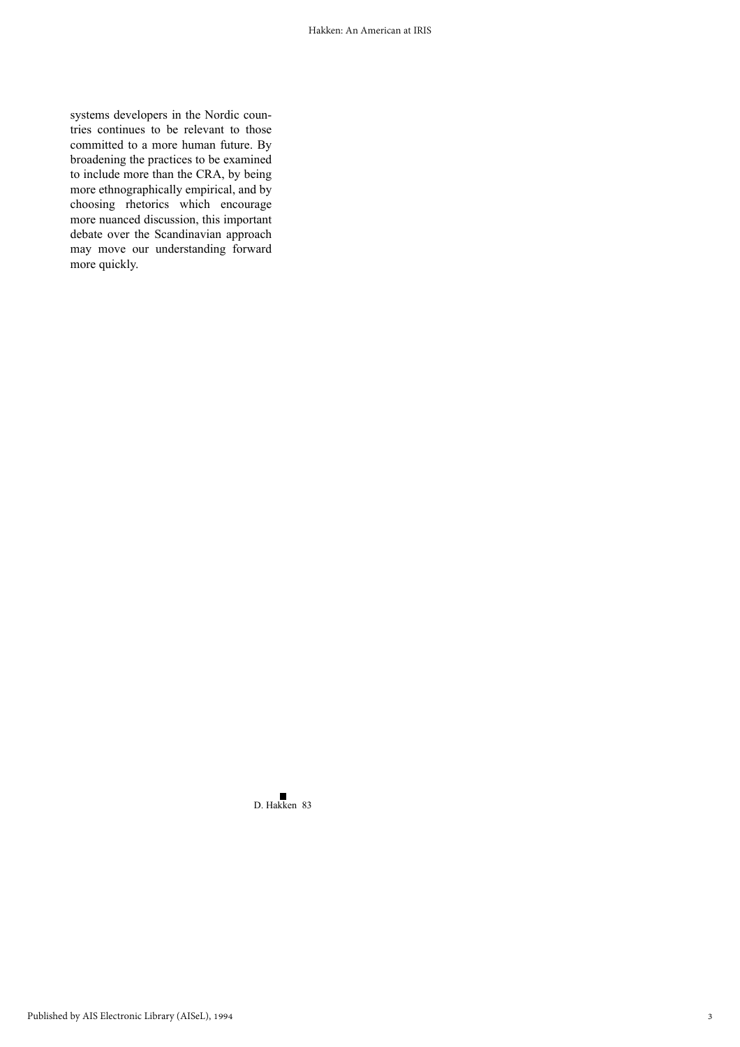systems developers in the Nordic countries continues to be relevant to those committed to a more human future. By broadening the practices to be examined to include more than the CRA, by being more ethnographically empirical, and by choosing rhetorics which encourage more nuanced discussion, this important debate over the Scandinavian approach may move our understanding forward more quickly.